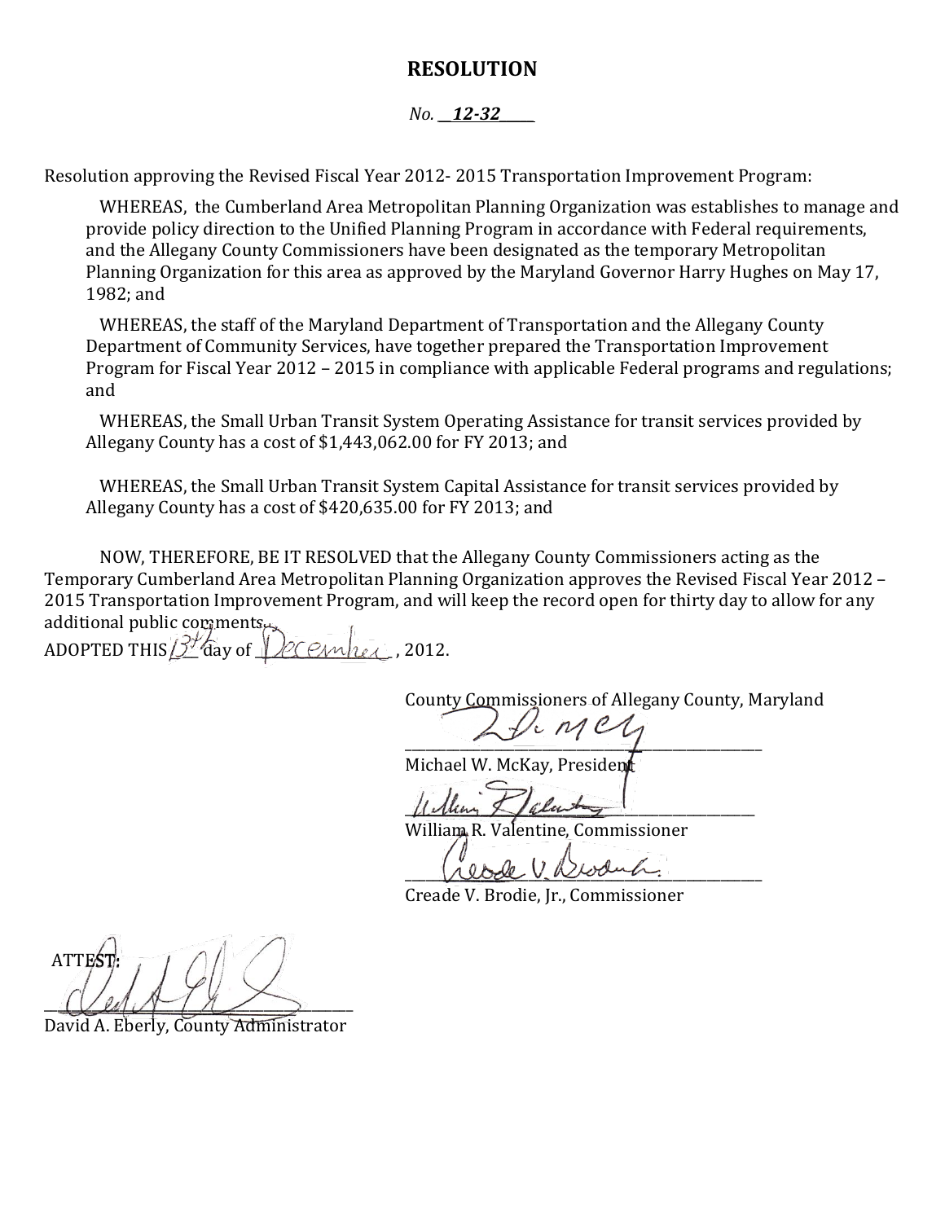# RESOLUTION

*No.* ***12-32***

Resolution approving the Revised Fiscal Year 2012- 2015 Transportation Improvement Program:

WHEREAS, the Cumberland Area Metropolitan Planning Organization was establishes to manage and provide policy direction to the Unified Planning Program in accordance with Federal requirements, and the Allegany County Commissioners have been designated as the temporary Metropolitan Planning Organization for this area as approved by the Maryland Governor Harry Hughes on May 17, 1982; and

WHEREAS, the staff of the Maryland Department of Transportation and the Allegany County Department of Community Services, have together prepared the Transportation Improvement Program for Fiscal Year 2012 – 2015 in compliance with applicable Federal programs and regulations; and

WHEREAS, the Small Urban Transit System Operating Assistance for transit services provided by Allegany County has a cost of $1,443,062.00 for FY 2013; and

WHEREAS, the Small Urban Transit System Capital Assistance for transit services provided by Allegany County has a cost of $420,635.00 for FY 2013; and

NOW, THEREFORE, BE IT RESOLVED that the Allegany County Commissioners acting as the Temporary Cumberland Area Metropolitan Planning Organization approves the Revised Fiscal Year 2012 – 2015 Transportation Improvement Program, and will keep the record open for thirty day to allow for any additional public comments.

ADOPTED THIS 13th day of December, 2012.

County Commissioners of Allegany County, Maryland

Michael W. McKay, President

William R. Valentine, Commissioner

Creade V. Brodie, Jr., Commissioner

ATTEST:

David A. Eberly, County Administrator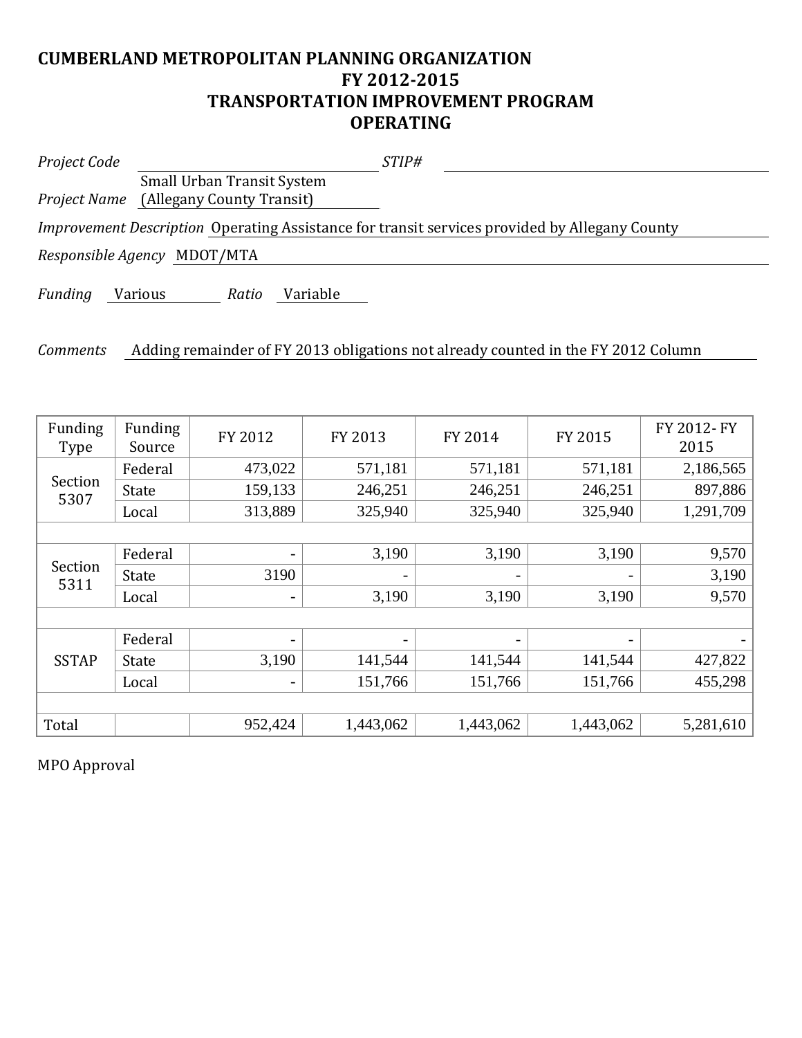# CUMBERLAND METROPOLITAN PLANNING ORGANIZATION
## FY 2012-2015
## TRANSPORTATION IMPROVEMENT PROGRAM
## OPERATING

*Project Code* ______________________ *STIP#* ______________________

*Project Name* Small Urban Transit System (Allegany County Transit)

*Improvement Description* Operating Assistance for transit services provided by Allegany County

*Responsible Agency* MDOT/MTA

*Funding* Various *Ratio* Variable

*Comments* Adding remainder of FY 2013 obligations not already counted in the FY 2012 Column

| Funding Type | Funding Source | FY 2012 | FY 2013 | FY 2014 | FY 2015 | FY 2012- FY 2015 |
|---|---|---|---|---|---|---|
| Section 5307 | Federal | 473,022 | 571,181 | 571,181 | 571,181 | 2,186,565 |
| | State | 159,133 | 246,251 | 246,251 | 246,251 | 897,886 |
| | Local | 313,889 | 325,940 | 325,940 | 325,940 | 1,291,709 |
| | | | | | | |
| Section 5311 | Federal | - | 3,190 | 3,190 | 3,190 | 9,570 |
| | State | 3190 | - | - | - | 3,190 |
| | Local | - | 3,190 | 3,190 | 3,190 | 9,570 |
| | | | | | | |
| SSTAP | Federal | - | - | - | - | - |
| | State | 3,190 | 141,544 | 141,544 | 141,544 | 427,822 |
| | Local | - | 151,766 | 151,766 | 151,766 | 455,298 |
| | | | | | | |
| Total | | 952,424 | 1,443,062 | 1,443,062 | 1,443,062 | 5,281,610 |

MPO Approval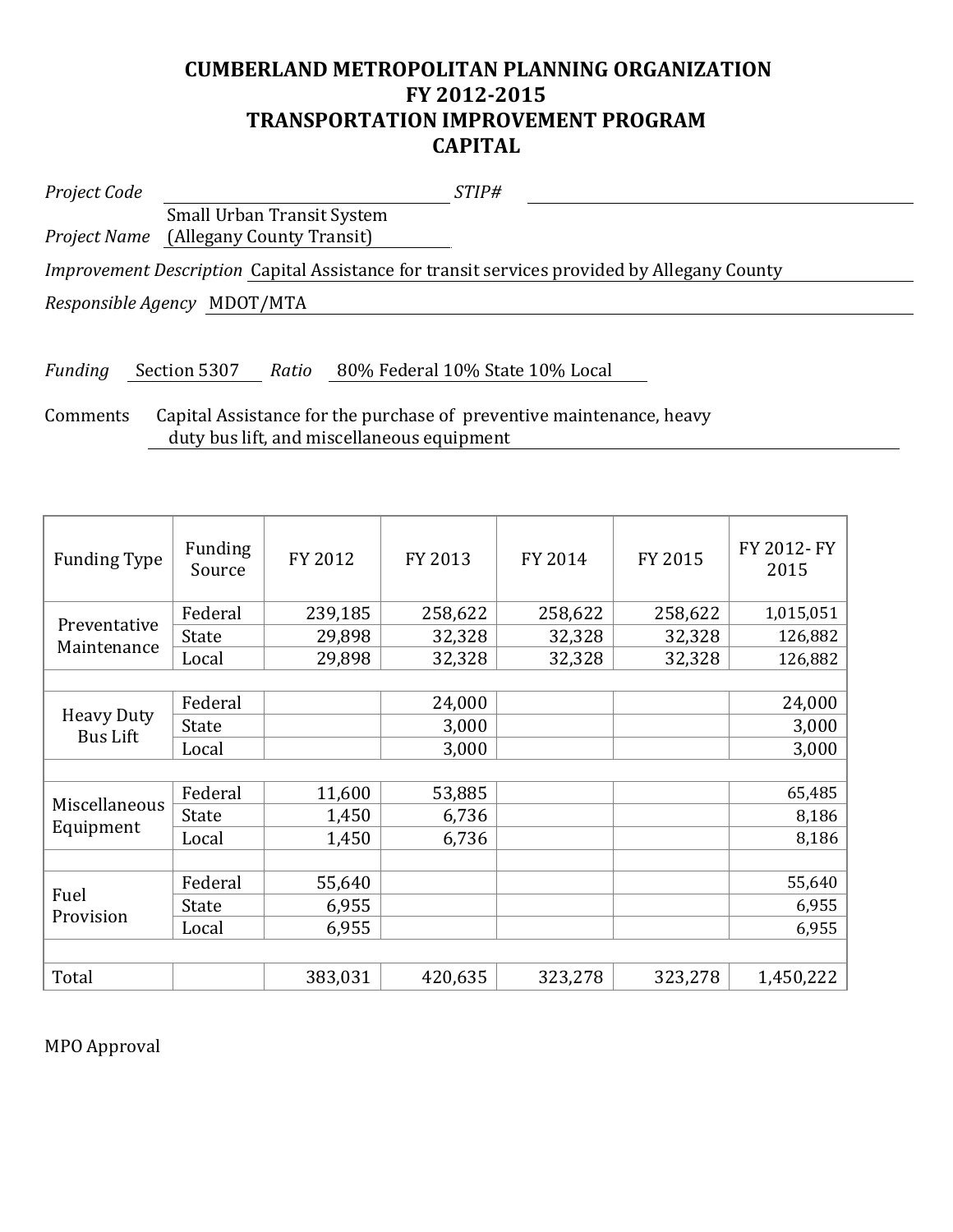# CUMBERLAND METROPOLITAN PLANNING ORGANIZATION
# FY 2012-2015
# TRANSPORTATION IMPROVEMENT PROGRAM
# CAPITAL

*Project Code* ______________________ *STIP#* ______________________

*Project Name* Small Urban Transit System (Allegany County Transit)

*Improvement Description* Capital Assistance for transit services provided by Allegany County

*Responsible Agency* MDOT/MTA

*Funding* Section 5307 *Ratio* 80% Federal 10% State 10% Local

Comments Capital Assistance for the purchase of preventive maintenance, heavy duty bus lift, and miscellaneous equipment

| Funding Type | Funding Source | FY 2012 | FY 2013 | FY 2014 | FY 2015 | FY 2012- FY 2015 |
|---|---|---|---|---|---|---|
| Preventative Maintenance | Federal | 239,185 | 258,622 | 258,622 | 258,622 | 1,015,051 |
| | State | 29,898 | 32,328 | 32,328 | 32,328 | 126,882 |
| | Local | 29,898 | 32,328 | 32,328 | 32,328 | 126,882 |
| | | | | | | |
| Heavy Duty Bus Lift | Federal | | 24,000 | | | 24,000 |
| | State | | 3,000 | | | 3,000 |
| | Local | | 3,000 | | | 3,000 |
| | | | | | | |
| Miscellaneous Equipment | Federal | 11,600 | 53,885 | | | 65,485 |
| | State | 1,450 | 6,736 | | | 8,186 |
| | Local | 1,450 | 6,736 | | | 8,186 |
| | | | | | | |
| Fuel Provision | Federal | 55,640 | | | | 55,640 |
| | State | 6,955 | | | | 6,955 |
| | Local | 6,955 | | | | 6,955 |
| | | | | | | |
| Total | | 383,031 | 420,635 | 323,278 | 323,278 | 1,450,222 |

MPO Approval